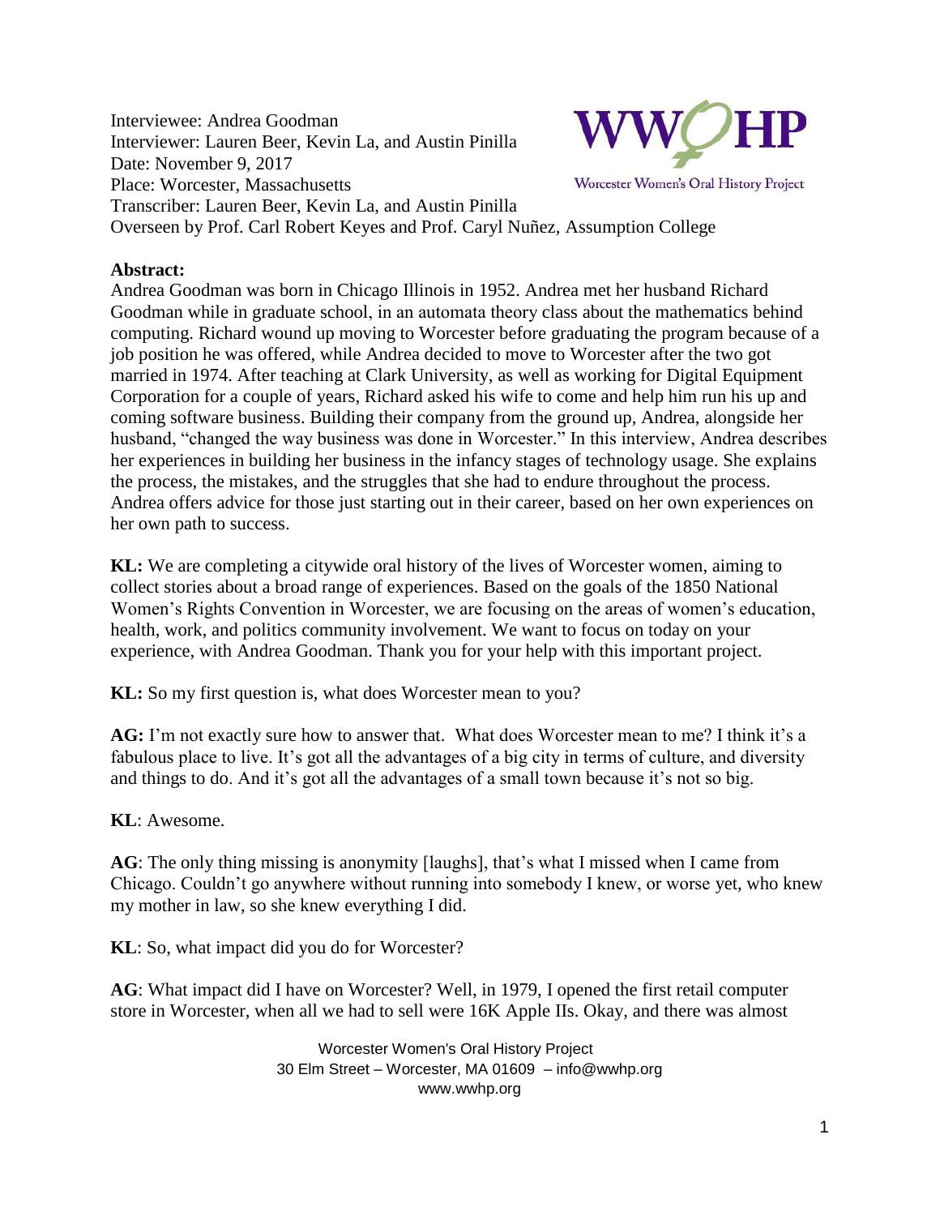Interviewee: Andrea Goodman
Interviewer: Lauren Beer, Kevin La, and Austin Pinilla
Date: November 9, 2017
Place: Worcester, Massachusetts
Transcriber: Lauren Beer, Kevin La, and Austin Pinilla
Overseen by Prof. Carl Robert Keyes and Prof. Caryl Nuñez, Assumption College

**Abstract:**
Andrea Goodman was born in Chicago Illinois in 1952. Andrea met her husband Richard Goodman while in graduate school, in an automata theory class about the mathematics behind computing. Richard wound up moving to Worcester before graduating the program because of a job position he was offered, while Andrea decided to move to Worcester after the two got married in 1974. After teaching at Clark University, as well as working for Digital Equipment Corporation for a couple of years, Richard asked his wife to come and help him run his up and coming software business. Building their company from the ground up, Andrea, alongside her husband, "changed the way business was done in Worcester." In this interview, Andrea describes her experiences in building her business in the infancy stages of technology usage. She explains the process, the mistakes, and the struggles that she had to endure throughout the process. Andrea offers advice for those just starting out in their career, based on her own experiences on her own path to success.

**KL:** We are completing a citywide oral history of the lives of Worcester women, aiming to collect stories about a broad range of experiences. Based on the goals of the 1850 National Women's Rights Convention in Worcester, we are focusing on the areas of women's education, health, work, and politics community involvement. We want to focus on today on your experience, with Andrea Goodman. Thank you for your help with this important project.

**KL:** So my first question is, what does Worcester mean to you?

**AG:** I'm not exactly sure how to answer that. What does Worcester mean to me? I think it's a fabulous place to live. It's got all the advantages of a big city in terms of culture, and diversity and things to do. And it's got all the advantages of a small town because it's not so big.

**KL**: Awesome.

**AG**: The only thing missing is anonymity [laughs], that's what I missed when I came from Chicago. Couldn't go anywhere without running into somebody I knew, or worse yet, who knew my mother in law, so she knew everything I did.

**KL**: So, what impact did you do for Worcester?

**AG**: What impact did I have on Worcester? Well, in 1979, I opened the first retail computer store in Worcester, when all we had to sell were 16K Apple IIs. Okay, and there was almost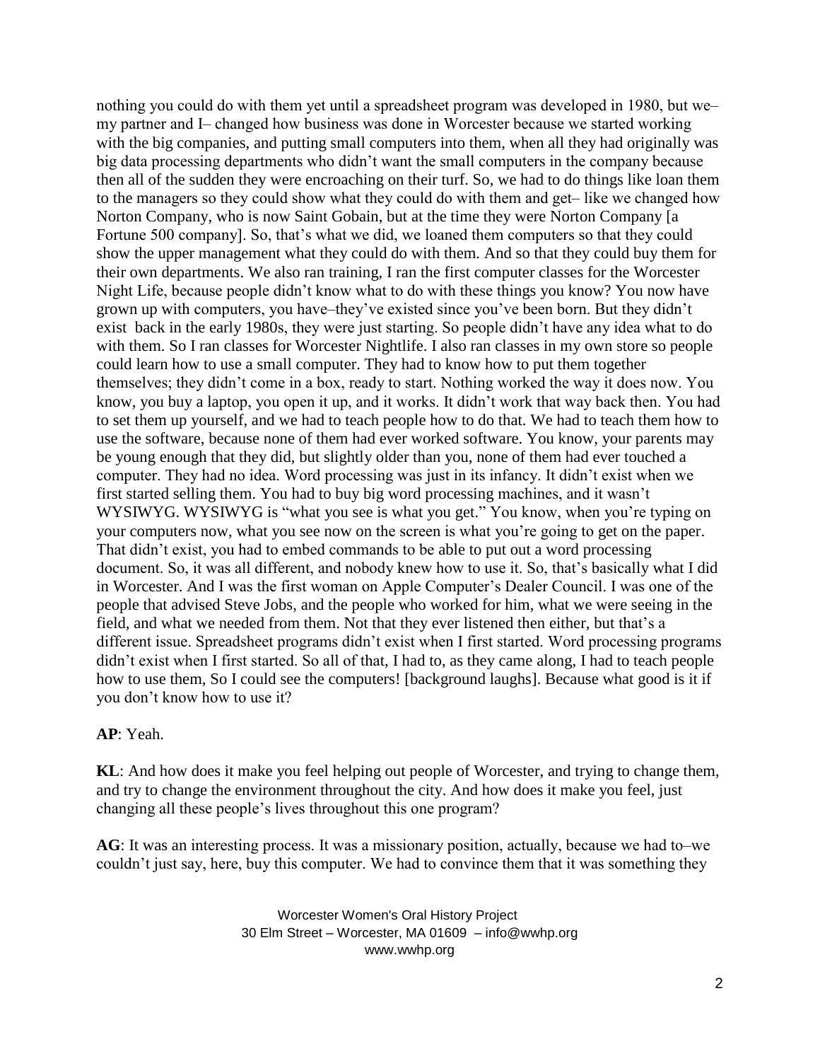nothing you could do with them yet until a spreadsheet program was developed in 1980, but we– my partner and I– changed how business was done in Worcester because we started working with the big companies, and putting small computers into them, when all they had originally was big data processing departments who didn't want the small computers in the company because then all of the sudden they were encroaching on their turf. So, we had to do things like loan them to the managers so they could show what they could do with them and get– like we changed how Norton Company, who is now Saint Gobain, but at the time they were Norton Company [a Fortune 500 company]. So, that's what we did, we loaned them computers so that they could show the upper management what they could do with them. And so that they could buy them for their own departments. We also ran training, I ran the first computer classes for the Worcester Night Life, because people didn't know what to do with these things you know? You now have grown up with computers, you have–they've existed since you've been born. But they didn't exist back in the early 1980s, they were just starting. So people didn't have any idea what to do with them. So I ran classes for Worcester Nightlife. I also ran classes in my own store so people could learn how to use a small computer. They had to know how to put them together themselves; they didn't come in a box, ready to start. Nothing worked the way it does now. You know, you buy a laptop, you open it up, and it works. It didn't work that way back then. You had to set them up yourself, and we had to teach people how to do that. We had to teach them how to use the software, because none of them had ever worked software. You know, your parents may be young enough that they did, but slightly older than you, none of them had ever touched a computer. They had no idea. Word processing was just in its infancy. It didn't exist when we first started selling them. You had to buy big word processing machines, and it wasn't WYSIWYG. WYSIWYG is "what you see is what you get." You know, when you're typing on your computers now, what you see now on the screen is what you're going to get on the paper. That didn't exist, you had to embed commands to be able to put out a word processing document. So, it was all different, and nobody knew how to use it. So, that's basically what I did in Worcester. And I was the first woman on Apple Computer's Dealer Council. I was one of the people that advised Steve Jobs, and the people who worked for him, what we were seeing in the field, and what we needed from them. Not that they ever listened then either, but that's a different issue. Spreadsheet programs didn't exist when I first started. Word processing programs didn't exist when I first started. So all of that, I had to, as they came along, I had to teach people how to use them, So I could see the computers! [background laughs]. Because what good is it if you don't know how to use it?

**AP**: Yeah.

**KL**: And how does it make you feel helping out people of Worcester, and trying to change them, and try to change the environment throughout the city. And how does it make you feel, just changing all these people's lives throughout this one program?

**AG**: It was an interesting process. It was a missionary position, actually, because we had to–we couldn't just say, here, buy this computer. We had to convince them that it was something they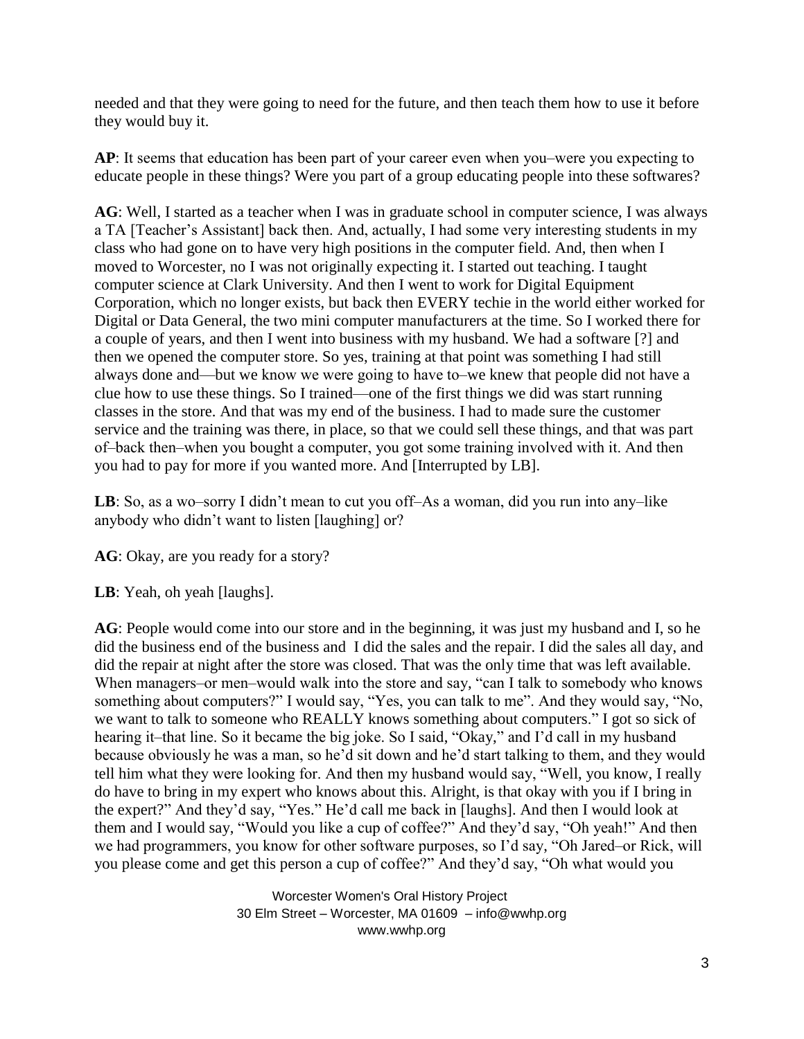needed and that they were going to need for the future, and then teach them how to use it before they would buy it.

**AP**: It seems that education has been part of your career even when you–were you expecting to educate people in these things? Were you part of a group educating people into these softwares?

**AG**: Well, I started as a teacher when I was in graduate school in computer science, I was always a TA [Teacher's Assistant] back then. And, actually, I had some very interesting students in my class who had gone on to have very high positions in the computer field. And, then when I moved to Worcester, no I was not originally expecting it. I started out teaching. I taught computer science at Clark University. And then I went to work for Digital Equipment Corporation, which no longer exists, but back then EVERY techie in the world either worked for Digital or Data General, the two mini computer manufacturers at the time. So I worked there for a couple of years, and then I went into business with my husband. We had a software [?] and then we opened the computer store. So yes, training at that point was something I had still always done and—but we know we were going to have to–we knew that people did not have a clue how to use these things. So I trained—one of the first things we did was start running classes in the store. And that was my end of the business. I had to made sure the customer service and the training was there, in place, so that we could sell these things, and that was part of–back then–when you bought a computer, you got some training involved with it. And then you had to pay for more if you wanted more. And [Interrupted by LB].

**LB**: So, as a wo–sorry I didn't mean to cut you off–As a woman, did you run into any–like anybody who didn't want to listen [laughing] or?

**AG**: Okay, are you ready for a story?

**LB**: Yeah, oh yeah [laughs].

**AG**: People would come into our store and in the beginning, it was just my husband and I, so he did the business end of the business and I did the sales and the repair. I did the sales all day, and did the repair at night after the store was closed. That was the only time that was left available. When managers–or men–would walk into the store and say, "can I talk to somebody who knows something about computers?" I would say, "Yes, you can talk to me". And they would say, "No, we want to talk to someone who REALLY knows something about computers." I got so sick of hearing it–that line. So it became the big joke. So I said, "Okay," and I'd call in my husband because obviously he was a man, so he'd sit down and he'd start talking to them, and they would tell him what they were looking for. And then my husband would say, "Well, you know, I really do have to bring in my expert who knows about this. Alright, is that okay with you if I bring in the expert?" And they'd say, "Yes." He'd call me back in [laughs]. And then I would look at them and I would say, "Would you like a cup of coffee?" And they'd say, "Oh yeah!" And then we had programmers, you know for other software purposes, so I'd say, "Oh Jared–or Rick, will you please come and get this person a cup of coffee?" And they'd say, "Oh what would you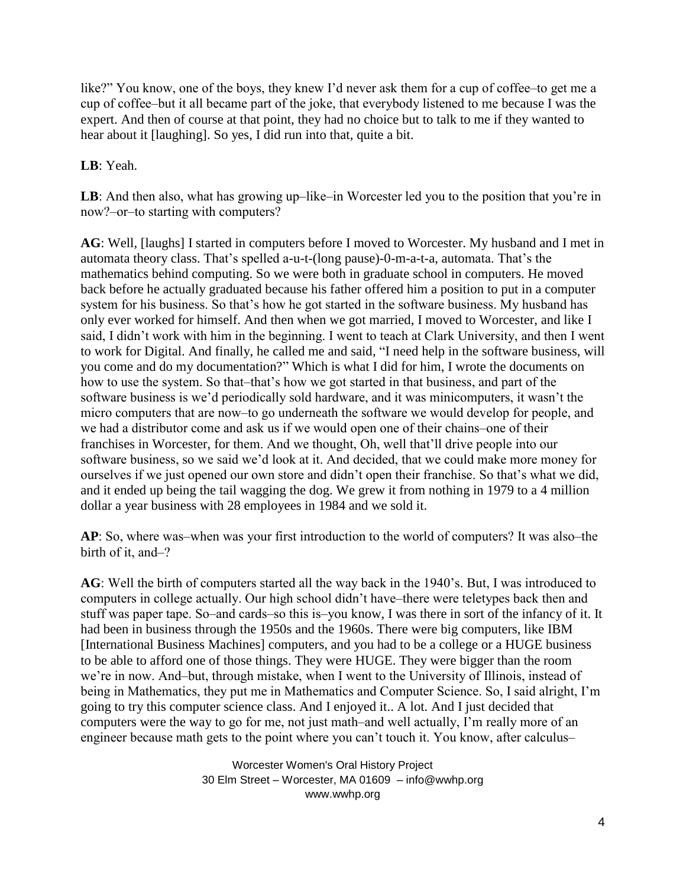like?" You know, one of the boys, they knew I'd never ask them for a cup of coffee–to get me a cup of coffee–but it all became part of the joke, that everybody listened to me because I was the expert. And then of course at that point, they had no choice but to talk to me if they wanted to hear about it [laughing]. So yes, I did run into that, quite a bit.

**LB**: Yeah.

**LB**: And then also, what has growing up–like–in Worcester led you to the position that you're in now?–or–to starting with computers?

**AG**: Well, [laughs] I started in computers before I moved to Worcester. My husband and I met in automata theory class. That's spelled a-u-t-(long pause)-0-m-a-t-a, automata. That's the mathematics behind computing. So we were both in graduate school in computers. He moved back before he actually graduated because his father offered him a position to put in a computer system for his business. So that's how he got started in the software business. My husband has only ever worked for himself. And then when we got married, I moved to Worcester, and like I said, I didn't work with him in the beginning. I went to teach at Clark University, and then I went to work for Digital. And finally, he called me and said, "I need help in the software business, will you come and do my documentation?" Which is what I did for him, I wrote the documents on how to use the system. So that–that's how we got started in that business, and part of the software business is we'd periodically sold hardware, and it was minicomputers, it wasn't the micro computers that are now–to go underneath the software we would develop for people, and we had a distributor come and ask us if we would open one of their chains–one of their franchises in Worcester, for them. And we thought, Oh, well that'll drive people into our software business, so we said we'd look at it. And decided, that we could make more money for ourselves if we just opened our own store and didn't open their franchise. So that's what we did, and it ended up being the tail wagging the dog. We grew it from nothing in 1979 to a 4 million dollar a year business with 28 employees in 1984 and we sold it.

**AP**: So, where was–when was your first introduction to the world of computers? It was also–the birth of it, and–?

**AG**: Well the birth of computers started all the way back in the 1940's. But, I was introduced to computers in college actually. Our high school didn't have–there were teletypes back then and stuff was paper tape. So–and cards–so this is–you know, I was there in sort of the infancy of it. It had been in business through the 1950s and the 1960s. There were big computers, like IBM [International Business Machines] computers, and you had to be a college or a HUGE business to be able to afford one of those things. They were HUGE. They were bigger than the room we're in now. And–but, through mistake, when I went to the University of Illinois, instead of being in Mathematics, they put me in Mathematics and Computer Science. So, I said alright, I'm going to try this computer science class. And I enjoyed it.. A lot. And I just decided that computers were the way to go for me, not just math–and well actually, I'm really more of an engineer because math gets to the point where you can't touch it. You know, after calculus–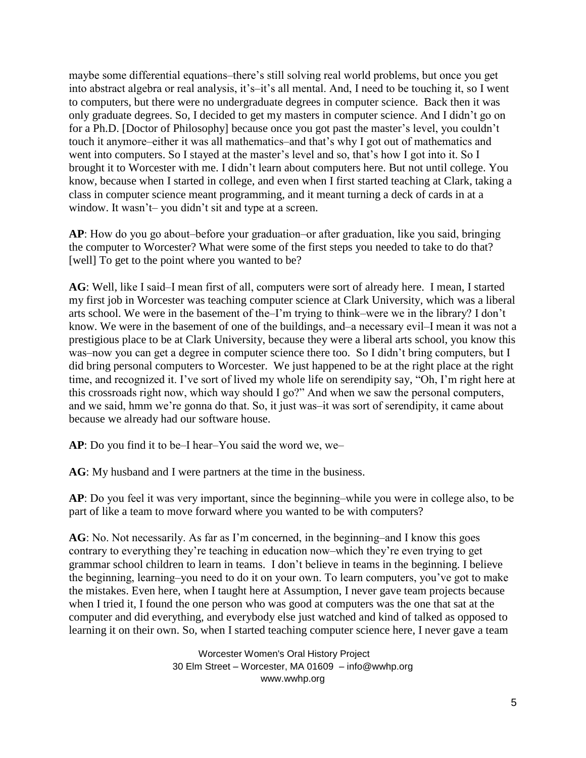maybe some differential equations–there's still solving real world problems, but once you get into abstract algebra or real analysis, it's–it's all mental. And, I need to be touching it, so I went to computers, but there were no undergraduate degrees in computer science. Back then it was only graduate degrees. So, I decided to get my masters in computer science. And I didn't go on for a Ph.D. [Doctor of Philosophy] because once you got past the master's level, you couldn't touch it anymore–either it was all mathematics–and that's why I got out of mathematics and went into computers. So I stayed at the master's level and so, that's how I got into it. So I brought it to Worcester with me. I didn't learn about computers here. But not until college. You know, because when I started in college, and even when I first started teaching at Clark, taking a class in computer science meant programming, and it meant turning a deck of cards in at a window. It wasn't– you didn't sit and type at a screen.

**AP**: How do you go about–before your graduation–or after graduation, like you said, bringing the computer to Worcester? What were some of the first steps you needed to take to do that? [well] To get to the point where you wanted to be?

**AG**: Well, like I said–I mean first of all, computers were sort of already here. I mean, I started my first job in Worcester was teaching computer science at Clark University, which was a liberal arts school. We were in the basement of the–I'm trying to think–were we in the library? I don't know. We were in the basement of one of the buildings, and–a necessary evil–I mean it was not a prestigious place to be at Clark University, because they were a liberal arts school, you know this was–now you can get a degree in computer science there too. So I didn't bring computers, but I did bring personal computers to Worcester. We just happened to be at the right place at the right time, and recognized it. I've sort of lived my whole life on serendipity say, "Oh, I'm right here at this crossroads right now, which way should I go?" And when we saw the personal computers, and we said, hmm we're gonna do that. So, it just was–it was sort of serendipity, it came about because we already had our software house.

**AP**: Do you find it to be–I hear–You said the word we, we–

**AG**: My husband and I were partners at the time in the business.

**AP**: Do you feel it was very important, since the beginning–while you were in college also, to be part of like a team to move forward where you wanted to be with computers?

**AG**: No. Not necessarily. As far as I'm concerned, in the beginning–and I know this goes contrary to everything they're teaching in education now–which they're even trying to get grammar school children to learn in teams. I don't believe in teams in the beginning. I believe the beginning, learning–you need to do it on your own. To learn computers, you've got to make the mistakes. Even here, when I taught here at Assumption, I never gave team projects because when I tried it, I found the one person who was good at computers was the one that sat at the computer and did everything, and everybody else just watched and kind of talked as opposed to learning it on their own. So, when I started teaching computer science here, I never gave a team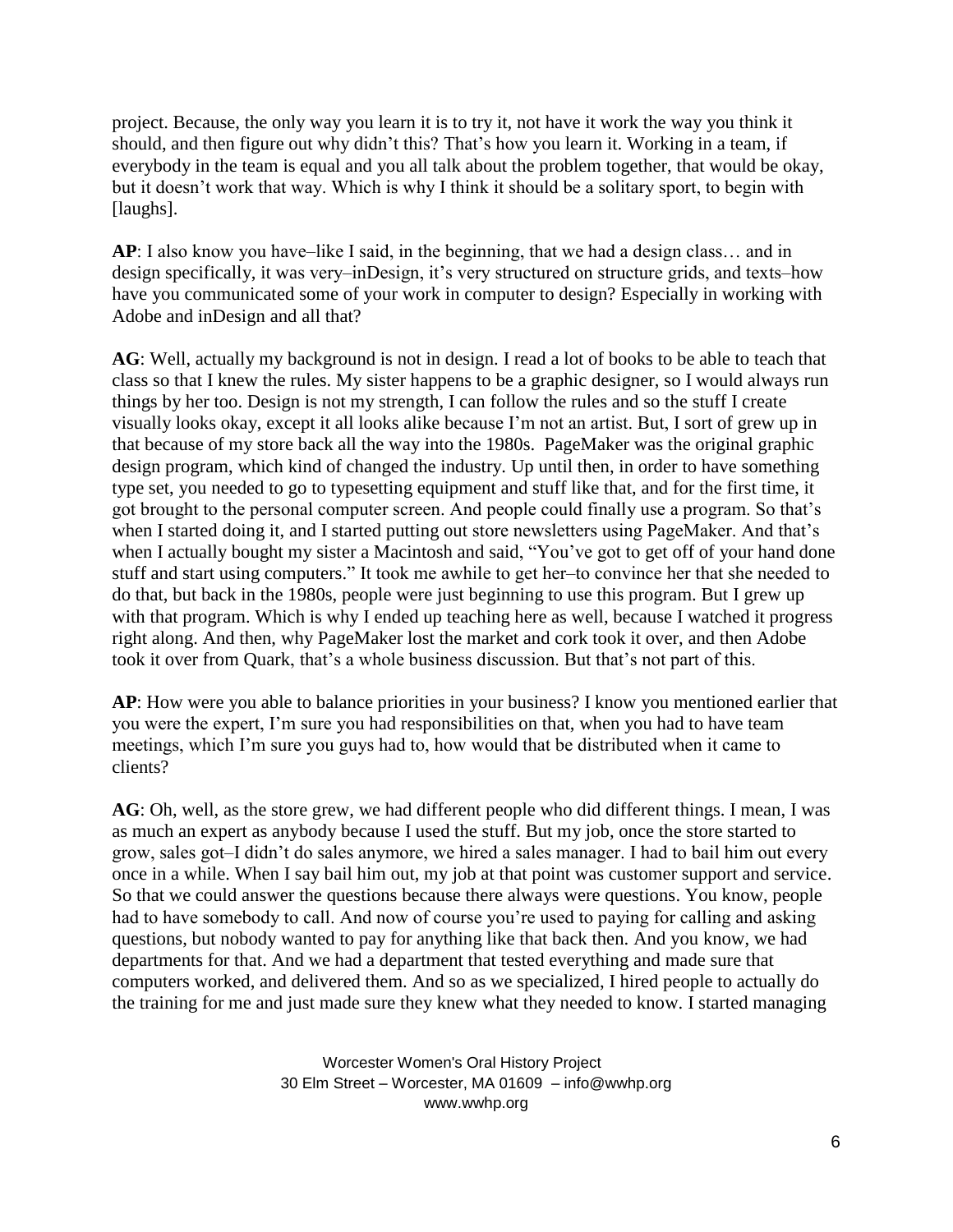project. Because, the only way you learn it is to try it, not have it work the way you think it should, and then figure out why didn't this? That's how you learn it. Working in a team, if everybody in the team is equal and you all talk about the problem together, that would be okay, but it doesn't work that way. Which is why I think it should be a solitary sport, to begin with [laughs].

**AP**: I also know you have–like I said, in the beginning, that we had a design class… and in design specifically, it was very–inDesign, it's very structured on structure grids, and texts–how have you communicated some of your work in computer to design? Especially in working with Adobe and inDesign and all that?

**AG**: Well, actually my background is not in design. I read a lot of books to be able to teach that class so that I knew the rules. My sister happens to be a graphic designer, so I would always run things by her too. Design is not my strength, I can follow the rules and so the stuff I create visually looks okay, except it all looks alike because I'm not an artist. But, I sort of grew up in that because of my store back all the way into the 1980s. PageMaker was the original graphic design program, which kind of changed the industry. Up until then, in order to have something type set, you needed to go to typesetting equipment and stuff like that, and for the first time, it got brought to the personal computer screen. And people could finally use a program. So that's when I started doing it, and I started putting out store newsletters using PageMaker. And that's when I actually bought my sister a Macintosh and said, "You've got to get off of your hand done stuff and start using computers." It took me awhile to get her–to convince her that she needed to do that, but back in the 1980s, people were just beginning to use this program. But I grew up with that program. Which is why I ended up teaching here as well, because I watched it progress right along. And then, why PageMaker lost the market and cork took it over, and then Adobe took it over from Quark, that's a whole business discussion. But that's not part of this.

**AP**: How were you able to balance priorities in your business? I know you mentioned earlier that you were the expert, I'm sure you had responsibilities on that, when you had to have team meetings, which I'm sure you guys had to, how would that be distributed when it came to clients?

**AG**: Oh, well, as the store grew, we had different people who did different things. I mean, I was as much an expert as anybody because I used the stuff. But my job, once the store started to grow, sales got–I didn't do sales anymore, we hired a sales manager. I had to bail him out every once in a while. When I say bail him out, my job at that point was customer support and service. So that we could answer the questions because there always were questions. You know, people had to have somebody to call. And now of course you're used to paying for calling and asking questions, but nobody wanted to pay for anything like that back then. And you know, we had departments for that. And we had a department that tested everything and made sure that computers worked, and delivered them. And so as we specialized, I hired people to actually do the training for me and just made sure they knew what they needed to know. I started managing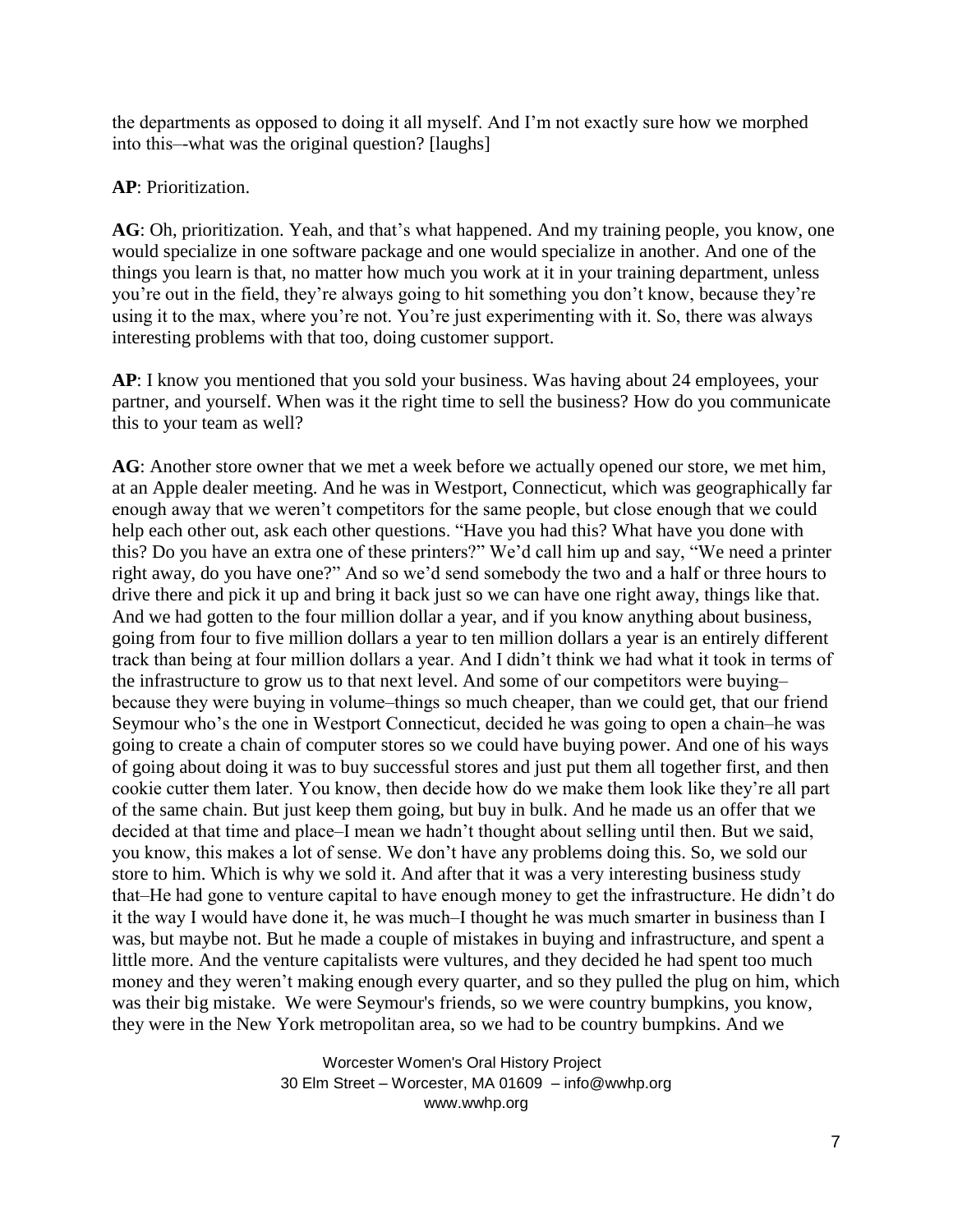the departments as opposed to doing it all myself. And I'm not exactly sure how we morphed into this–-what was the original question? [laughs]

**AP**: Prioritization.

**AG**: Oh, prioritization. Yeah, and that's what happened. And my training people, you know, one would specialize in one software package and one would specialize in another. And one of the things you learn is that, no matter how much you work at it in your training department, unless you're out in the field, they're always going to hit something you don't know, because they're using it to the max, where you're not. You're just experimenting with it. So, there was always interesting problems with that too, doing customer support.

**AP**: I know you mentioned that you sold your business. Was having about 24 employees, your partner, and yourself. When was it the right time to sell the business? How do you communicate this to your team as well?

**AG**: Another store owner that we met a week before we actually opened our store, we met him, at an Apple dealer meeting. And he was in Westport, Connecticut, which was geographically far enough away that we weren't competitors for the same people, but close enough that we could help each other out, ask each other questions. "Have you had this? What have you done with this? Do you have an extra one of these printers?" We'd call him up and say, "We need a printer right away, do you have one?" And so we'd send somebody the two and a half or three hours to drive there and pick it up and bring it back just so we can have one right away, things like that. And we had gotten to the four million dollar a year, and if you know anything about business, going from four to five million dollars a year to ten million dollars a year is an entirely different track than being at four million dollars a year. And I didn't think we had what it took in terms of the infrastructure to grow us to that next level. And some of our competitors were buying–because they were buying in volume–things so much cheaper, than we could get, that our friend Seymour who's the one in Westport Connecticut, decided he was going to open a chain–he was going to create a chain of computer stores so we could have buying power. And one of his ways of going about doing it was to buy successful stores and just put them all together first, and then cookie cutter them later. You know, then decide how do we make them look like they're all part of the same chain. But just keep them going, but buy in bulk. And he made us an offer that we decided at that time and place–I mean we hadn't thought about selling until then. But we said, you know, this makes a lot of sense. We don't have any problems doing this. So, we sold our store to him. Which is why we sold it. And after that it was a very interesting business study that–He had gone to venture capital to have enough money to get the infrastructure. He didn't do it the way I would have done it, he was much–I thought he was much smarter in business than I was, but maybe not. But he made a couple of mistakes in buying and infrastructure, and spent a little more. And the venture capitalists were vultures, and they decided he had spent too much money and they weren't making enough every quarter, and so they pulled the plug on him, which was their big mistake. We were Seymour's friends, so we were country bumpkins, you know, they were in the New York metropolitan area, so we had to be country bumpkins. And we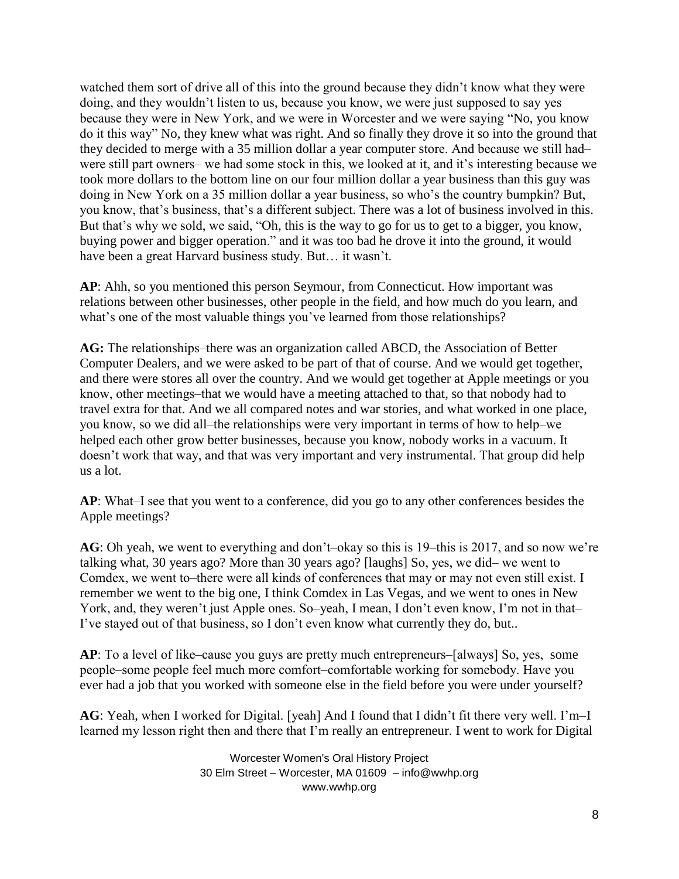watched them sort of drive all of this into the ground because they didn't know what they were doing, and they wouldn't listen to us, because you know, we were just supposed to say yes because they were in New York, and we were in Worcester and we were saying "No, you know do it this way" No, they knew what was right. And so finally they drove it so into the ground that they decided to merge with a 35 million dollar a year computer store. And because we still had– were still part owners– we had some stock in this, we looked at it, and it's interesting because we took more dollars to the bottom line on our four million dollar a year business than this guy was doing in New York on a 35 million dollar a year business, so who's the country bumpkin? But, you know, that's business, that's a different subject. There was a lot of business involved in this. But that's why we sold, we said, "Oh, this is the way to go for us to get to a bigger, you know, buying power and bigger operation." and it was too bad he drove it into the ground, it would have been a great Harvard business study. But… it wasn't.

**AP**: Ahh, so you mentioned this person Seymour, from Connecticut. How important was relations between other businesses, other people in the field, and how much do you learn, and what's one of the most valuable things you've learned from those relationships?

**AG:** The relationships–there was an organization called ABCD, the Association of Better Computer Dealers, and we were asked to be part of that of course. And we would get together, and there were stores all over the country. And we would get together at Apple meetings or you know, other meetings–that we would have a meeting attached to that, so that nobody had to travel extra for that. And we all compared notes and war stories, and what worked in one place, you know, so we did all–the relationships were very important in terms of how to help–we helped each other grow better businesses, because you know, nobody works in a vacuum. It doesn't work that way, and that was very important and very instrumental. That group did help us a lot.

**AP**: What–I see that you went to a conference, did you go to any other conferences besides the Apple meetings?

**AG**: Oh yeah, we went to everything and don't–okay so this is 19–this is 2017, and so now we're talking what, 30 years ago? More than 30 years ago? [laughs] So, yes, we did– we went to Comdex, we went to–there were all kinds of conferences that may or may not even still exist. I remember we went to the big one, I think Comdex in Las Vegas, and we went to ones in New York, and, they weren't just Apple ones. So–yeah, I mean, I don't even know, I'm not in that– I've stayed out of that business, so I don't even know what currently they do, but..

**AP**: To a level of like–cause you guys are pretty much entrepreneurs–[always] So, yes, some people–some people feel much more comfort–comfortable working for somebody. Have you ever had a job that you worked with someone else in the field before you were under yourself?

**AG**: Yeah, when I worked for Digital. [yeah] And I found that I didn't fit there very well. I'm–I learned my lesson right then and there that I'm really an entrepreneur. I went to work for Digital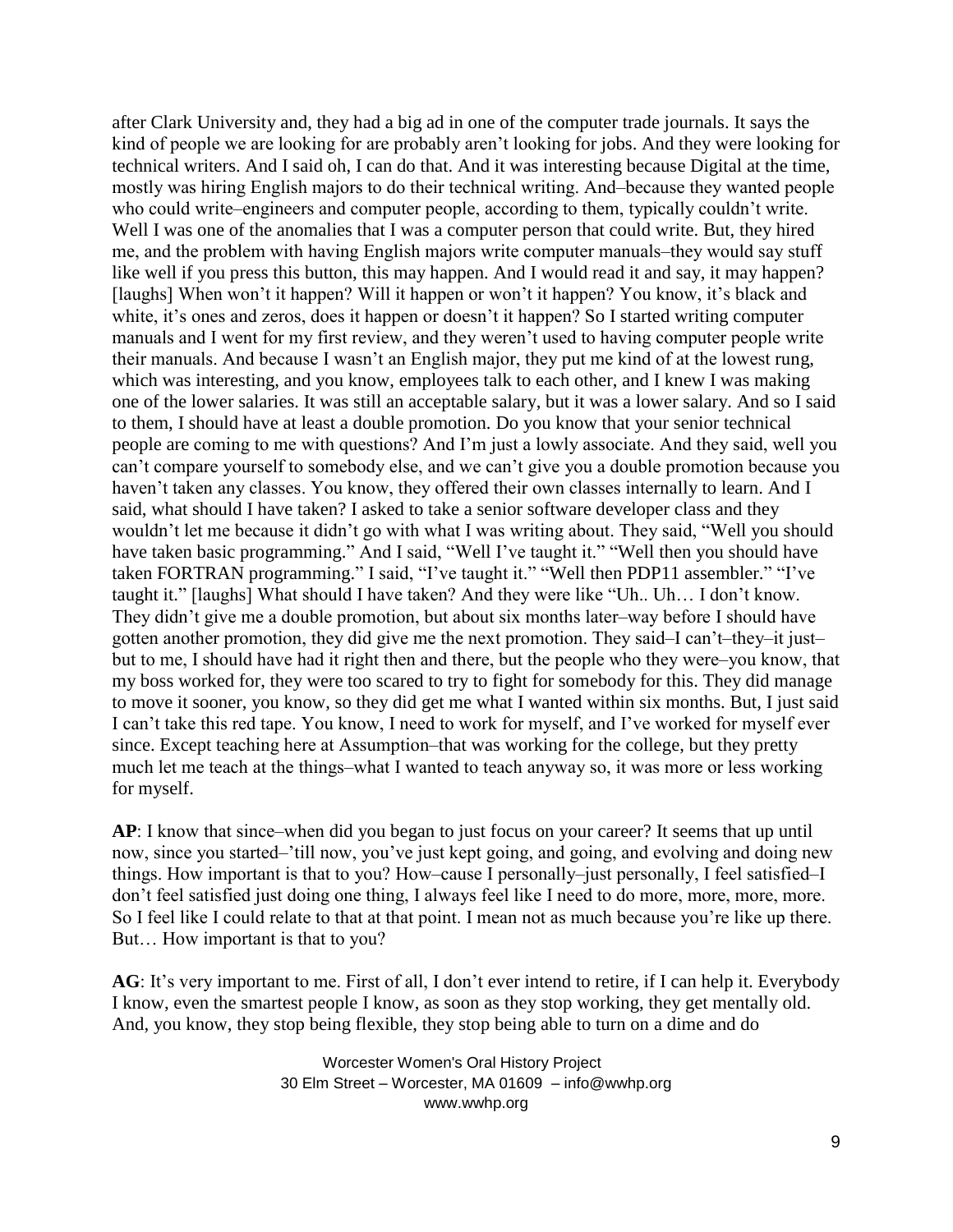after Clark University and, they had a big ad in one of the computer trade journals. It says the kind of people we are looking for are probably aren't looking for jobs. And they were looking for technical writers. And I said oh, I can do that. And it was interesting because Digital at the time, mostly was hiring English majors to do their technical writing. And–because they wanted people who could write–engineers and computer people, according to them, typically couldn't write. Well I was one of the anomalies that I was a computer person that could write. But, they hired me, and the problem with having English majors write computer manuals–they would say stuff like well if you press this button, this may happen. And I would read it and say, it may happen? [laughs] When won't it happen? Will it happen or won't it happen? You know, it's black and white, it's ones and zeros, does it happen or doesn't it happen? So I started writing computer manuals and I went for my first review, and they weren't used to having computer people write their manuals. And because I wasn't an English major, they put me kind of at the lowest rung, which was interesting, and you know, employees talk to each other, and I knew I was making one of the lower salaries. It was still an acceptable salary, but it was a lower salary. And so I said to them, I should have at least a double promotion. Do you know that your senior technical people are coming to me with questions? And I'm just a lowly associate. And they said, well you can't compare yourself to somebody else, and we can't give you a double promotion because you haven't taken any classes. You know, they offered their own classes internally to learn. And I said, what should I have taken? I asked to take a senior software developer class and they wouldn't let me because it didn't go with what I was writing about. They said, "Well you should have taken basic programming." And I said, "Well I've taught it." "Well then you should have taken FORTRAN programming." I said, "I've taught it." "Well then PDP11 assembler." "I've taught it." [laughs] What should I have taken? And they were like "Uh.. Uh… I don't know. They didn't give me a double promotion, but about six months later–way before I should have gotten another promotion, they did give me the next promotion. They said–I can't–they–it just–but to me, I should have had it right then and there, but the people who they were–you know, that my boss worked for, they were too scared to try to fight for somebody for this. They did manage to move it sooner, you know, so they did get me what I wanted within six months. But, I just said I can't take this red tape. You know, I need to work for myself, and I've worked for myself ever since. Except teaching here at Assumption–that was working for the college, but they pretty much let me teach at the things–what I wanted to teach anyway so, it was more or less working for myself.

**AP**: I know that since–when did you began to just focus on your career? It seems that up until now, since you started–'till now, you've just kept going, and going, and evolving and doing new things. How important is that to you? How–cause I personally–just personally, I feel satisfied–I don't feel satisfied just doing one thing, I always feel like I need to do more, more, more, more. So I feel like I could relate to that at that point. I mean not as much because you're like up there. But… How important is that to you?

**AG**: It's very important to me. First of all, I don't ever intend to retire, if I can help it. Everybody I know, even the smartest people I know, as soon as they stop working, they get mentally old. And, you know, they stop being flexible, they stop being able to turn on a dime and do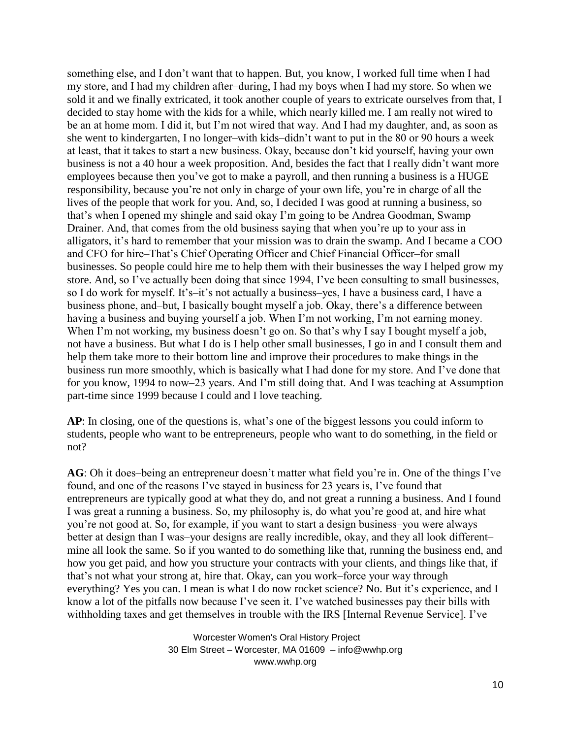something else, and I don't want that to happen. But, you know, I worked full time when I had my store, and I had my children after–during, I had my boys when I had my store. So when we sold it and we finally extricated, it took another couple of years to extricate ourselves from that, I decided to stay home with the kids for a while, which nearly killed me. I am really not wired to be an at home mom. I did it, but I'm not wired that way. And I had my daughter, and, as soon as she went to kindergarten, I no longer–with kids–didn't want to put in the 80 or 90 hours a week at least, that it takes to start a new business. Okay, because don't kid yourself, having your own business is not a 40 hour a week proposition. And, besides the fact that I really didn't want more employees because then you've got to make a payroll, and then running a business is a HUGE responsibility, because you're not only in charge of your own life, you're in charge of all the lives of the people that work for you. And, so, I decided I was good at running a business, so that's when I opened my shingle and said okay I'm going to be Andrea Goodman, Swamp Drainer. And, that comes from the old business saying that when you're up to your ass in alligators, it's hard to remember that your mission was to drain the swamp. And I became a COO and CFO for hire–That's Chief Operating Officer and Chief Financial Officer–for small businesses. So people could hire me to help them with their businesses the way I helped grow my store. And, so I've actually been doing that since 1994, I've been consulting to small businesses, so I do work for myself. It's–it's not actually a business–yes, I have a business card, I have a business phone, and–but, I basically bought myself a job. Okay, there's a difference between having a business and buying yourself a job. When I'm not working, I'm not earning money. When I'm not working, my business doesn't go on. So that's why I say I bought myself a job, not have a business. But what I do is I help other small businesses, I go in and I consult them and help them take more to their bottom line and improve their procedures to make things in the business run more smoothly, which is basically what I had done for my store. And I've done that for you know, 1994 to now–23 years. And I'm still doing that. And I was teaching at Assumption part-time since 1999 because I could and I love teaching.

**AP**: In closing, one of the questions is, what's one of the biggest lessons you could inform to students, people who want to be entrepreneurs, people who want to do something, in the field or not?

**AG**: Oh it does–being an entrepreneur doesn't matter what field you're in. One of the things I've found, and one of the reasons I've stayed in business for 23 years is, I've found that entrepreneurs are typically good at what they do, and not great a running a business. And I found I was great a running a business. So, my philosophy is, do what you're good at, and hire what you're not good at. So, for example, if you want to start a design business–you were always better at design than I was–your designs are really incredible, okay, and they all look different–mine all look the same. So if you wanted to do something like that, running the business end, and how you get paid, and how you structure your contracts with your clients, and things like that, if that's not what your strong at, hire that. Okay, can you work–force your way through everything? Yes you can. I mean is what I do now rocket science? No. But it's experience, and I know a lot of the pitfalls now because I've seen it. I've watched businesses pay their bills with withholding taxes and get themselves in trouble with the IRS [Internal Revenue Service]. I've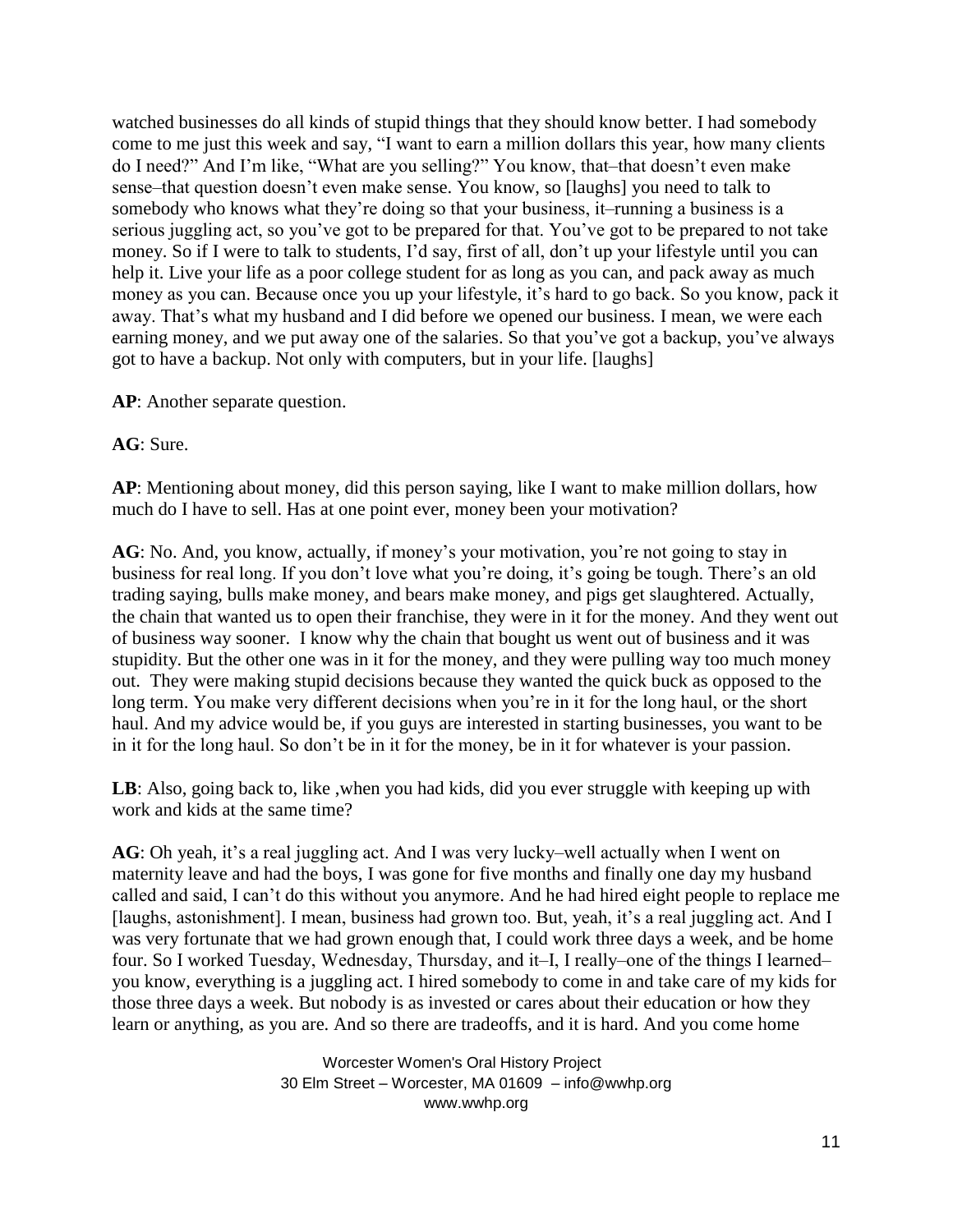watched businesses do all kinds of stupid things that they should know better. I had somebody come to me just this week and say, "I want to earn a million dollars this year, how many clients do I need?" And I'm like, "What are you selling?" You know, that–that doesn't even make sense–that question doesn't even make sense. You know, so [laughs] you need to talk to somebody who knows what they're doing so that your business, it–running a business is a serious juggling act, so you've got to be prepared for that. You've got to be prepared to not take money. So if I were to talk to students, I'd say, first of all, don't up your lifestyle until you can help it. Live your life as a poor college student for as long as you can, and pack away as much money as you can. Because once you up your lifestyle, it's hard to go back. So you know, pack it away. That's what my husband and I did before we opened our business. I mean, we were each earning money, and we put away one of the salaries. So that you've got a backup, you've always got to have a backup. Not only with computers, but in your life. [laughs]

**AP**: Another separate question.

**AG**: Sure.

**AP**: Mentioning about money, did this person saying, like I want to make million dollars, how much do I have to sell. Has at one point ever, money been your motivation?

**AG**: No. And, you know, actually, if money's your motivation, you're not going to stay in business for real long. If you don't love what you're doing, it's going be tough. There's an old trading saying, bulls make money, and bears make money, and pigs get slaughtered. Actually, the chain that wanted us to open their franchise, they were in it for the money. And they went out of business way sooner. I know why the chain that bought us went out of business and it was stupidity. But the other one was in it for the money, and they were pulling way too much money out. They were making stupid decisions because they wanted the quick buck as opposed to the long term. You make very different decisions when you're in it for the long haul, or the short haul. And my advice would be, if you guys are interested in starting businesses, you want to be in it for the long haul. So don't be in it for the money, be in it for whatever is your passion.

**LB**: Also, going back to, like ,when you had kids, did you ever struggle with keeping up with work and kids at the same time?

**AG**: Oh yeah, it's a real juggling act. And I was very lucky–well actually when I went on maternity leave and had the boys, I was gone for five months and finally one day my husband called and said, I can't do this without you anymore. And he had hired eight people to replace me [laughs, astonishment]. I mean, business had grown too. But, yeah, it's a real juggling act. And I was very fortunate that we had grown enough that, I could work three days a week, and be home four. So I worked Tuesday, Wednesday, Thursday, and it–I, I really–one of the things I learned–you know, everything is a juggling act. I hired somebody to come in and take care of my kids for those three days a week. But nobody is as invested or cares about their education or how they learn or anything, as you are. And so there are tradeoffs, and it is hard. And you come home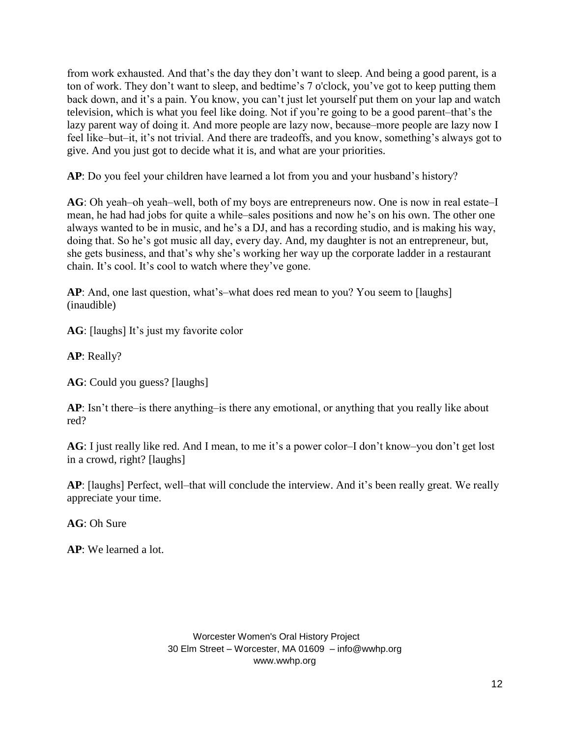from work exhausted. And that's the day they don't want to sleep. And being a good parent, is a ton of work. They don't want to sleep, and bedtime's 7 o'clock, you've got to keep putting them back down, and it's a pain. You know, you can't just let yourself put them on your lap and watch television, which is what you feel like doing. Not if you're going to be a good parent–that's the lazy parent way of doing it. And more people are lazy now, because–more people are lazy now I feel like–but–it, it's not trivial. And there are tradeoffs, and you know, something's always got to give. And you just got to decide what it is, and what are your priorities.

**AP**: Do you feel your children have learned a lot from you and your husband's history?

**AG**: Oh yeah–oh yeah–well, both of my boys are entrepreneurs now. One is now in real estate–I mean, he had had jobs for quite a while–sales positions and now he's on his own. The other one always wanted to be in music, and he's a DJ, and has a recording studio, and is making his way, doing that. So he's got music all day, every day. And, my daughter is not an entrepreneur, but, she gets business, and that's why she's working her way up the corporate ladder in a restaurant chain. It's cool. It's cool to watch where they've gone.

**AP**: And, one last question, what's–what does red mean to you? You seem to [laughs] (inaudible)

**AG**: [laughs] It's just my favorite color

**AP**: Really?

**AG**: Could you guess? [laughs]

**AP**: Isn't there–is there anything–is there any emotional, or anything that you really like about red?

**AG**: I just really like red. And I mean, to me it's a power color–I don't know–you don't get lost in a crowd, right? [laughs]

**AP**: [laughs] Perfect, well–that will conclude the interview. And it's been really great. We really appreciate your time.

**AG**: Oh Sure

**AP**: We learned a lot.